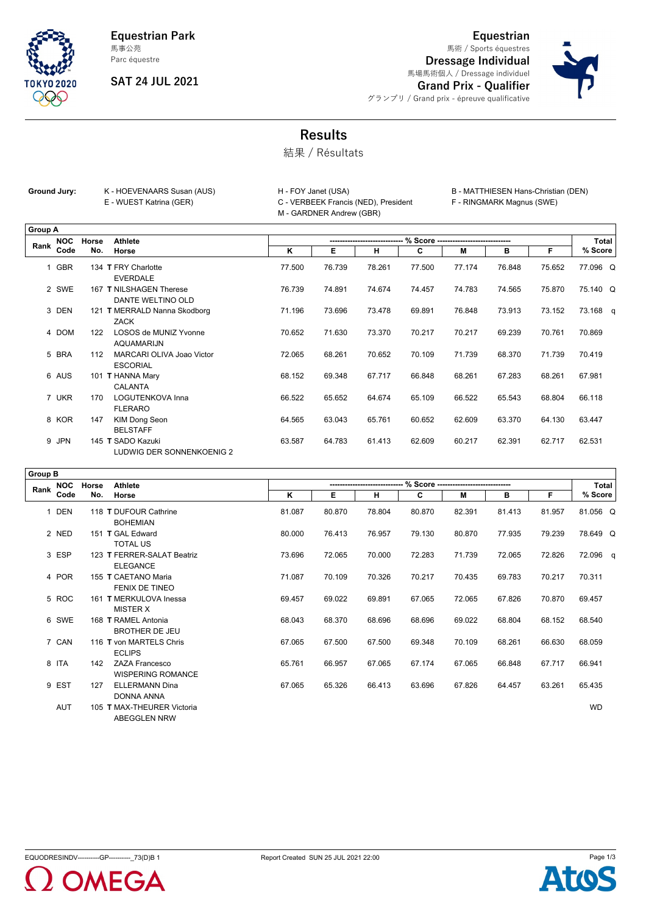**Equestrian Park**
馬事公苑
Parc équestre

**SAT 24 JUL 2021**

**Equestrian**
馬術 / Sports équestres
**Dressage Individual**
馬場馬術個人 / Dressage individuel
**Grand Prix - Qualifier**
グランプリ / Grand prix - épreuve qualificative

# Results
結果 / Résultats

**Ground Jury:**
K - HOEVENAARS Susan (AUS)
E - WUEST Katrina (GER)
H - FOY Janet (USA)
C - VERBEEK Francis (NED), President
M - GARDNER Andrew (GBR)
B - MATTHIESEN Hans-Christian (DEN)
F - RINGMARK Magnus (SWE)

## Group A

| Rank | NOC Code | Horse No. | Athlete / Horse | K | E | H | C | M | B | F | Total % Score | |
|---|---|---|---|---|---|---|---|---|---|---|---|---|
| 1 | GBR | 134 **T** | FRY Charlotte<br>EVERDALE | 77.500 | 76.739 | 78.261 | 77.500 | 77.174 | 76.848 | 75.652 | 77.096 | Q |
| 2 | SWE | 167 **T** | NILSHAGEN Therese<br>DANTE WELTINO OLD | 76.739 | 74.891 | 74.674 | 74.457 | 74.783 | 74.565 | 75.870 | 75.140 | Q |
| 3 | DEN | 121 **T** | MERRALD Nanna Skodborg<br>ZACK | 71.196 | 73.696 | 73.478 | 69.891 | 76.848 | 73.913 | 73.152 | 73.168 | q |
| 4 | DOM | 122 | LOSOS de MUNIZ Yvonne<br>AQUAMARIJN | 70.652 | 71.630 | 73.370 | 70.217 | 70.217 | 69.239 | 70.761 | 70.869 | |
| 5 | BRA | 112 | MARCARI OLIVA Joao Victor<br>ESCORIAL | 72.065 | 68.261 | 70.652 | 70.109 | 71.739 | 68.370 | 71.739 | 70.419 | |
| 6 | AUS | 101 **T** | HANNA Mary<br>CALANTA | 68.152 | 69.348 | 67.717 | 66.848 | 68.261 | 67.283 | 68.261 | 67.981 | |
| 7 | UKR | 170 | LOGUTENKOVA Inna<br>FLERARO | 66.522 | 65.652 | 64.674 | 65.109 | 66.522 | 65.543 | 68.804 | 66.118 | |
| 8 | KOR | 147 | KIM Dong Seon<br>BELSTAFF | 64.565 | 63.043 | 65.761 | 60.652 | 62.609 | 63.370 | 64.130 | 63.447 | |
| 9 | JPN | 145 **T** | SADO Kazuki<br>LUDWIG DER SONNENKOENIG 2 | 63.587 | 64.783 | 61.413 | 62.609 | 60.217 | 62.391 | 62.717 | 62.531 | |

## Group B

| Rank | NOC Code | Horse No. | Athlete / Horse | K | E | H | C | M | B | F | Total % Score | |
|---|---|---|---|---|---|---|---|---|---|---|---|---|
| 1 | DEN | 118 **T** | DUFOUR Cathrine<br>BOHEMIAN | 81.087 | 80.870 | 78.804 | 80.870 | 82.391 | 81.413 | 81.957 | 81.056 | Q |
| 2 | NED | 151 **T** | GAL Edward<br>TOTAL US | 80.000 | 76.413 | 76.957 | 79.130 | 80.870 | 77.935 | 79.239 | 78.649 | Q |
| 3 | ESP | 123 **T** | FERRER-SALAT Beatriz<br>ELEGANCE | 73.696 | 72.065 | 70.000 | 72.283 | 71.739 | 72.065 | 72.826 | 72.096 | q |
| 4 | POR | 155 **T** | CAETANO Maria<br>FENIX DE TINEO | 71.087 | 70.109 | 70.326 | 70.217 | 70.435 | 69.783 | 70.217 | 70.311 | |
| 5 | ROC | 161 **T** | MERKULOVA Inessa<br>MISTER X | 69.457 | 69.022 | 69.891 | 67.065 | 72.065 | 67.826 | 70.870 | 69.457 | |
| 6 | SWE | 168 **T** | RAMEL Antonia<br>BROTHER DE JEU | 68.043 | 68.370 | 68.696 | 68.696 | 69.022 | 68.804 | 68.152 | 68.540 | |
| 7 | CAN | 116 **T** | von MARTELS Chris<br>ECLIPS | 67.065 | 67.500 | 67.500 | 69.348 | 70.109 | 68.261 | 66.630 | 68.059 | |
| 8 | ITA | 142 | ZAZA Francesco<br>WISPERING ROMANCE | 65.761 | 66.957 | 67.065 | 67.174 | 67.065 | 66.848 | 67.717 | 66.941 | |
| 9 | EST | 127 | ELLERMANN Dina<br>DONNA ANNA | 67.065 | 65.326 | 66.413 | 63.696 | 67.826 | 64.457 | 63.261 | 65.435 | |
| | AUT | 105 **T** | MAX-THEURER Victoria<br>ABEGGLEN NRW | | | | | | | | WD | |

EQUODRESINDV----------GP----------_73(D)B 1 Report Created SUN 25 JUL 2021 22:00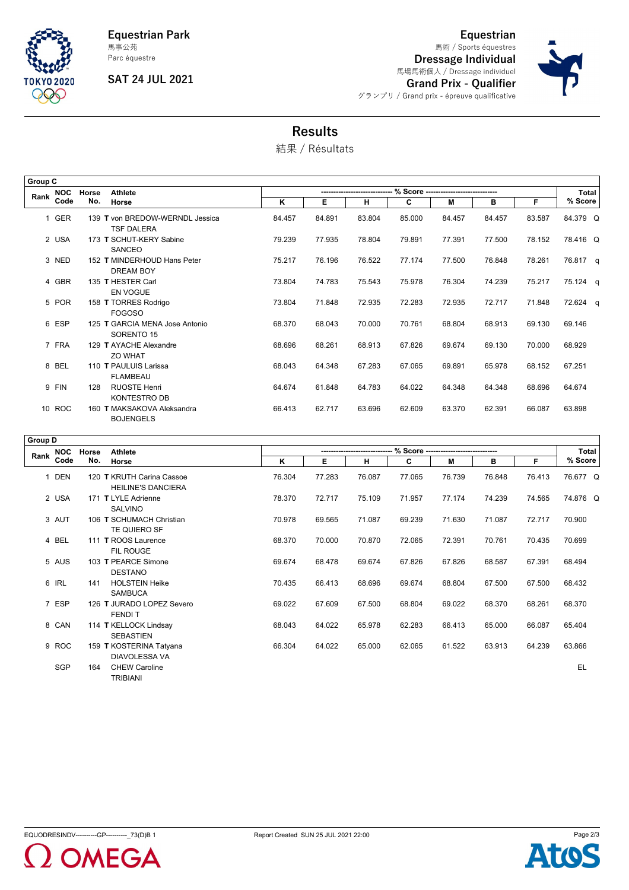# Equestrian Park

馬事公苑
Parc équestre

**SAT 24 JUL 2021**

## Equestrian

馬術 / Sports équestres

## Dressage Individual

馬場馬術個人 / Dressage individuel

## Grand Prix - Qualifier

グランプリ / Grand prix - épreuve qualificative

# Results

結果 / Résultats

### Group C

| Rank | NOC Code | Horse No. | Athlete / Horse | K | E | H | C | M | B | F | Total % Score | |
|---|---|---|---|---|---|---|---|---|---|---|---|---|
| 1 | GER | 139 | **T** von BREDOW-WERNDL Jessica<br>TSF DALERA | 84.457 | 84.891 | 83.804 | 85.000 | 84.457 | 84.457 | 83.587 | 84.379 | Q |
| 2 | USA | 173 | **T** SCHUT-KERY Sabine<br>SANCEO | 79.239 | 77.935 | 78.804 | 79.891 | 77.391 | 77.500 | 78.152 | 78.416 | Q |
| 3 | NED | 152 | **T** MINDERHOUD Hans Peter<br>DREAM BOY | 75.217 | 76.196 | 76.522 | 77.174 | 77.500 | 76.848 | 78.261 | 76.817 | q |
| 4 | GBR | 135 | **T** HESTER Carl<br>EN VOGUE | 73.804 | 74.783 | 75.543 | 75.978 | 76.304 | 74.239 | 75.217 | 75.124 | q |
| 5 | POR | 158 | **T** TORRES Rodrigo<br>FOGOSO | 73.804 | 71.848 | 72.935 | 72.283 | 72.935 | 72.717 | 71.848 | 72.624 | q |
| 6 | ESP | 125 | **T** GARCIA MENA Jose Antonio<br>SORENTO 15 | 68.370 | 68.043 | 70.000 | 70.761 | 68.804 | 68.913 | 69.130 | 69.146 | |
| 7 | FRA | 129 | **T** AYACHE Alexandre<br>ZO WHAT | 68.696 | 68.261 | 68.913 | 67.826 | 69.674 | 69.130 | 70.000 | 68.929 | |
| 8 | BEL | 110 | **T** PAULUIS Larissa<br>FLAMBEAU | 68.043 | 64.348 | 67.283 | 67.065 | 69.891 | 65.978 | 68.152 | 67.251 | |
| 9 | FIN | 128 | RUOSTE Henri<br>KONTESTRO DB | 64.674 | 61.848 | 64.783 | 64.022 | 64.348 | 64.348 | 68.696 | 64.674 | |
| 10 | ROC | 160 | **T** MAKSAKOVA Aleksandra<br>BOJENGELS | 66.413 | 62.717 | 63.696 | 62.609 | 63.370 | 62.391 | 66.087 | 63.898 | |

### Group D

| Rank | NOC Code | Horse No. | Athlete / Horse | K | E | H | C | M | B | F | Total % Score | |
|---|---|---|---|---|---|---|---|---|---|---|---|---|
| 1 | DEN | 120 | **T** KRUTH Carina Cassoe<br>HEILINE'S DANCIERA | 76.304 | 77.283 | 76.087 | 77.065 | 76.739 | 76.848 | 76.413 | 76.677 | Q |
| 2 | USA | 171 | **T** LYLE Adrienne<br>SALVINO | 78.370 | 72.717 | 75.109 | 71.957 | 77.174 | 74.239 | 74.565 | 74.876 | Q |
| 3 | AUT | 106 | **T** SCHUMACH Christian<br>TE QUIERO SF | 70.978 | 69.565 | 71.087 | 69.239 | 71.630 | 71.087 | 72.717 | 70.900 | |
| 4 | BEL | 111 | **T** ROOS Laurence<br>FIL ROUGE | 68.370 | 70.000 | 70.870 | 72.065 | 72.391 | 70.761 | 70.435 | 70.699 | |
| 5 | AUS | 103 | **T** PEARCE Simone<br>DESTANO | 69.674 | 68.478 | 69.674 | 67.826 | 67.826 | 68.587 | 67.391 | 68.494 | |
| 6 | IRL | 141 | HOLSTEIN Heike<br>SAMBUCA | 70.435 | 66.413 | 68.696 | 69.674 | 68.804 | 67.500 | 67.500 | 68.432 | |
| 7 | ESP | 126 | **T** JURADO LOPEZ Severo<br>FENDI T | 69.022 | 67.609 | 67.500 | 68.804 | 69.022 | 68.370 | 68.261 | 68.370 | |
| 8 | CAN | 114 | **T** KELLOCK Lindsay<br>SEBASTIEN | 68.043 | 64.022 | 65.978 | 62.283 | 66.413 | 65.000 | 66.087 | 65.404 | |
| 9 | ROC | 159 | **T** KOSTERINA Tatyana<br>DIAVOLESSA VA | 66.304 | 64.022 | 65.000 | 62.065 | 61.522 | 63.913 | 64.239 | 63.866 | |
| | SGP | 164 | CHEW Caroline<br>TRIBIANI | | | | | | | | EL | |

EQUODRESINDV----------GP----------_73(D)B 1 Report Created SUN 25 JUL 2021 22:00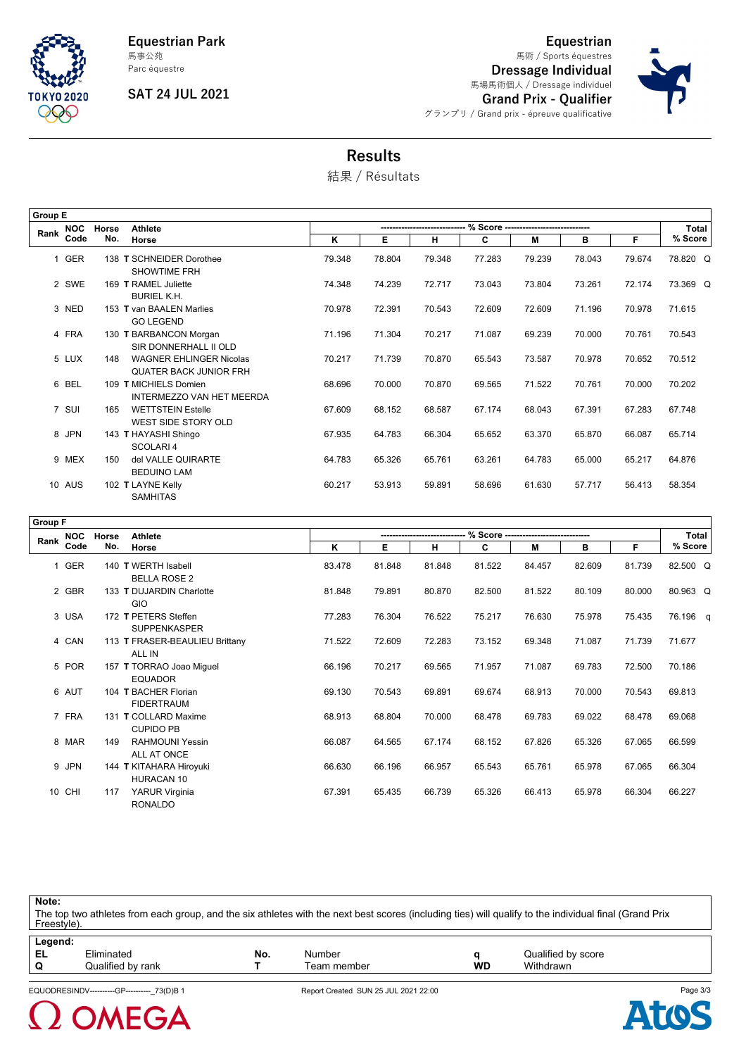Equestrian Park
馬事公苑
Parc équestre

**SAT 24 JUL 2021**

**Equestrian**
馬術 / Sports équestres
**Dressage Individual**
馬場馬術個人 / Dressage individuel
**Grand Prix - Qualifier**
グランプリ / Grand prix - épreuve qualificative

## Results
結果 / Résultats

**Group E**

| Rank | NOC Code | Horse No. | | Athlete / Horse | K | E | H | C | M | B | F | Total % Score | |
|---|---|---|---|---|---|---|---|---|---|---|---|---|---|
| 1 | GER | 138 | T | SCHNEIDER Dorothee<br>SHOWTIME FRH | 79.348 | 78.804 | 79.348 | 77.283 | 79.239 | 78.043 | 79.674 | 78.820 | Q |
| 2 | SWE | 169 | T | RAMEL Juliette<br>BURIEL K.H. | 74.348 | 74.239 | 72.717 | 73.043 | 73.804 | 73.261 | 72.174 | 73.369 | Q |
| 3 | NED | 153 | T | van BAALEN Marlies<br>GO LEGEND | 70.978 | 72.391 | 70.543 | 72.609 | 72.609 | 71.196 | 70.978 | 71.615 | |
| 4 | FRA | 130 | T | BARBANCON Morgan<br>SIR DONNERHALL II OLD | 71.196 | 71.304 | 70.217 | 71.087 | 69.239 | 70.000 | 70.761 | 70.543 | |
| 5 | LUX | 148 | | WAGNER EHLINGER Nicolas<br>QUATER BACK JUNIOR FRH | 70.217 | 71.739 | 70.870 | 65.543 | 73.587 | 70.978 | 70.652 | 70.512 | |
| 6 | BEL | 109 | T | MICHIELS Domien<br>INTERMEZZO VAN HET MEERDA | 68.696 | 70.000 | 70.870 | 69.565 | 71.522 | 70.761 | 70.000 | 70.202 | |
| 7 | SUI | 165 | | WETTSTEIN Estelle<br>WEST SIDE STORY OLD | 67.609 | 68.152 | 68.587 | 67.174 | 68.043 | 67.391 | 67.283 | 67.748 | |
| 8 | JPN | 143 | T | HAYASHI Shingo<br>SCOLARI 4 | 67.935 | 64.783 | 66.304 | 65.652 | 63.370 | 65.870 | 66.087 | 65.714 | |
| 9 | MEX | 150 | | del VALLE QUIRARTE<br>BEDUINO LAM | 64.783 | 65.326 | 65.761 | 63.261 | 64.783 | 65.000 | 65.217 | 64.876 | |
| 10 | AUS | 102 | T | LAYNE Kelly<br>SAMHITAS | 60.217 | 53.913 | 59.891 | 58.696 | 61.630 | 57.717 | 56.413 | 58.354 | |

**Group F**

| Rank | NOC Code | Horse No. | | Athlete / Horse | K | E | H | C | M | B | F | Total % Score | |
|---|---|---|---|---|---|---|---|---|---|---|---|---|---|
| 1 | GER | 140 | T | WERTH Isabell<br>BELLA ROSE 2 | 83.478 | 81.848 | 81.848 | 81.522 | 84.457 | 82.609 | 81.739 | 82.500 | Q |
| 2 | GBR | 133 | T | DUJARDIN Charlotte<br>GIO | 81.848 | 79.891 | 80.870 | 82.500 | 81.522 | 80.109 | 80.000 | 80.963 | Q |
| 3 | USA | 172 | T | PETERS Steffen<br>SUPPENKASPER | 77.283 | 76.304 | 76.522 | 75.217 | 76.630 | 75.978 | 75.435 | 76.196 | q |
| 4 | CAN | 113 | T | FRASER-BEAULIEU Brittany<br>ALL IN | 71.522 | 72.609 | 72.283 | 73.152 | 69.348 | 71.087 | 71.739 | 71.677 | |
| 5 | POR | 157 | T | TORRAO Joao Miguel<br>EQUADOR | 66.196 | 70.217 | 69.565 | 71.957 | 71.087 | 69.783 | 72.500 | 70.186 | |
| 6 | AUT | 104 | T | BACHER Florian<br>FIDERTRAUM | 69.130 | 70.543 | 69.891 | 69.674 | 68.913 | 70.000 | 70.543 | 69.813 | |
| 7 | FRA | 131 | T | COLLARD Maxime<br>CUPIDO PB | 68.913 | 68.804 | 70.000 | 68.478 | 69.783 | 69.022 | 68.478 | 69.068 | |
| 8 | MAR | 149 | | RAHMOUNI Yessin<br>ALL AT ONCE | 66.087 | 64.565 | 67.174 | 68.152 | 67.826 | 65.326 | 67.065 | 66.599 | |
| 9 | JPN | 144 | T | KITAHARA Hiroyuki<br>HURACAN 10 | 66.630 | 66.196 | 66.957 | 65.543 | 65.761 | 65.978 | 67.065 | 66.304 | |
| 10 | CHI | 117 | | YARUR Virginia<br>RONALDO | 67.391 | 65.435 | 66.739 | 65.326 | 66.413 | 65.978 | 66.304 | 66.227 | |

**Note:**
The top two athletes from each group, and the six athletes with the next best scores (including ties) will qualify to the individual final (Grand Prix Freestyle).

**Legend:**

| | | | | | |
|---|---|---|---|---|---|
| **EL** | Eliminated | **No.** | Number | **q** | Qualified by score |
| **Q** | Qualified by rank | **T** | Team member | **WD** | Withdrawn |

EQUODRESINDV----------GP----------_73(D)B 1 Report Created SUN 25 JUL 2021 22:00